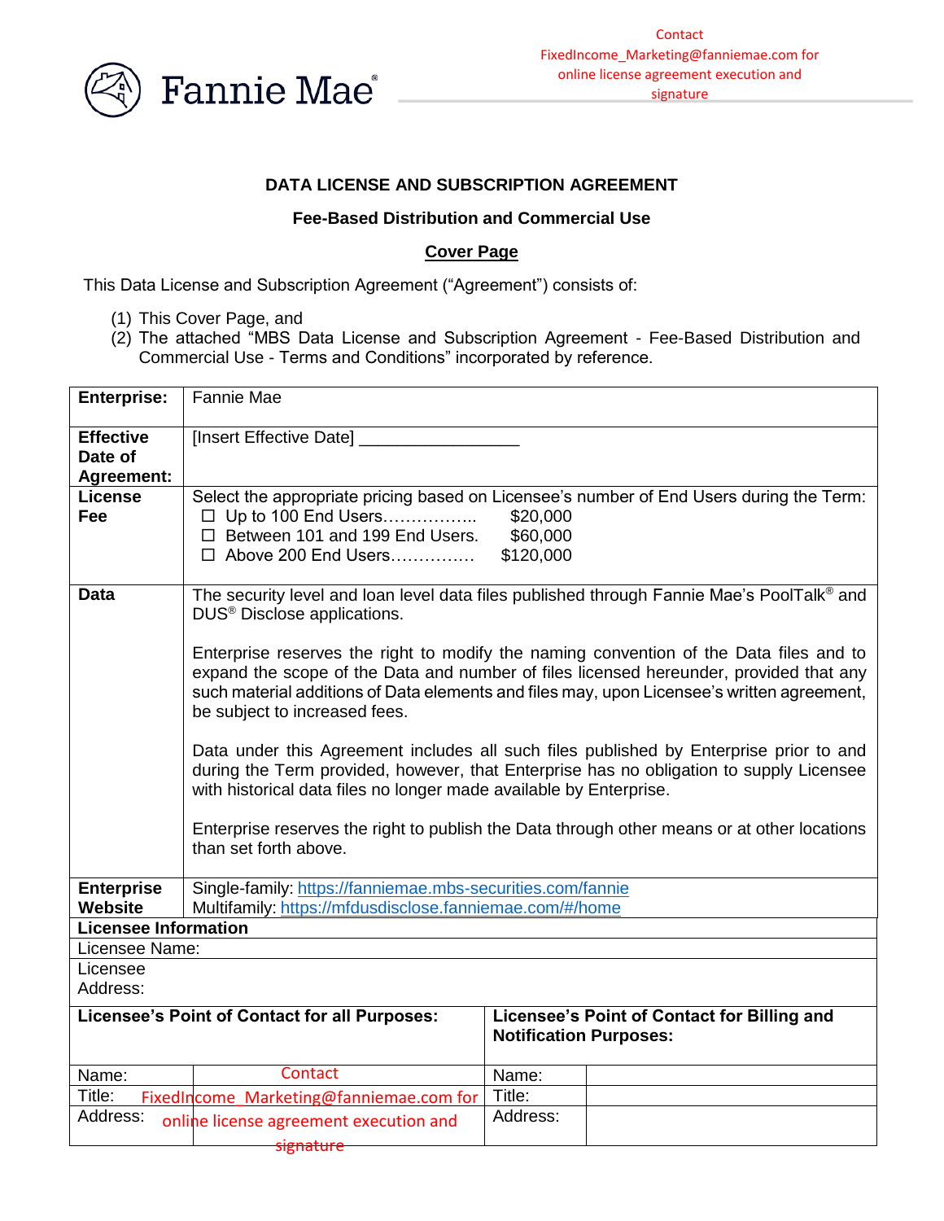Fannie Mae®

Contact FixedIncome_Marketing@fanniemae.com for online license agreement execution and signature

**DATA LICENSE AND SUBSCRIPTION AGREEMENT**

**Fee-Based Distribution and Commercial Use**

**Cover Page**

This Data License and Subscription Agreement (“Agreement”) consists of:

(1) This Cover Page, and
(2) The attached “MBS Data License and Subscription Agreement - Fee-Based Distribution and Commercial Use - Terms and Conditions” incorporated by reference.

| | |
|---|---|
| **Enterprise:** | Fannie Mae |
| **Effective Date of Agreement:** | [Insert Effective Date] _________________ |
| **License Fee** | Select the appropriate pricing based on Licensee’s number of End Users during the Term:<br>☐ Up to 100 End Users…………….. $20,000<br>☐ Between 101 and 199 End Users. $60,000<br>☐ Above 200 End Users…………… $120,000 |
| **Data** | The security level and loan level data files published through Fannie Mae’s PoolTalk® and DUS® Disclose applications.<br><br>Enterprise reserves the right to modify the naming convention of the Data files and to expand the scope of the Data and number of files licensed hereunder, provided that any such material additions of Data elements and files may, upon Licensee’s written agreement, be subject to increased fees.<br><br>Data under this Agreement includes all such files published by Enterprise prior to and during the Term provided, however, that Enterprise has no obligation to supply Licensee with historical data files no longer made available by Enterprise.<br><br>Enterprise reserves the right to publish the Data through other means or at other locations than set forth above. |
| **Enterprise Website** | Single-family: https://fanniemae.mbs-securities.com/fannie<br>Multifamily: https://mfdusdisclose.fanniemae.com/#/home |

| **Licensee Information** | | | |
|---|---|---|---|
| Licensee Name: | | | |
| Licensee Address: | | | |
| **Licensee’s Point of Contact for all Purposes:** | | **Licensee’s Point of Contact for Billing and Notification Purposes:** | |
| Name: | Contact FixedIncome_Marketing@fanniemae.com for online license agreement execution and signature | Name: | |
| Title: | | Title: | |
| Address: | | Address: | |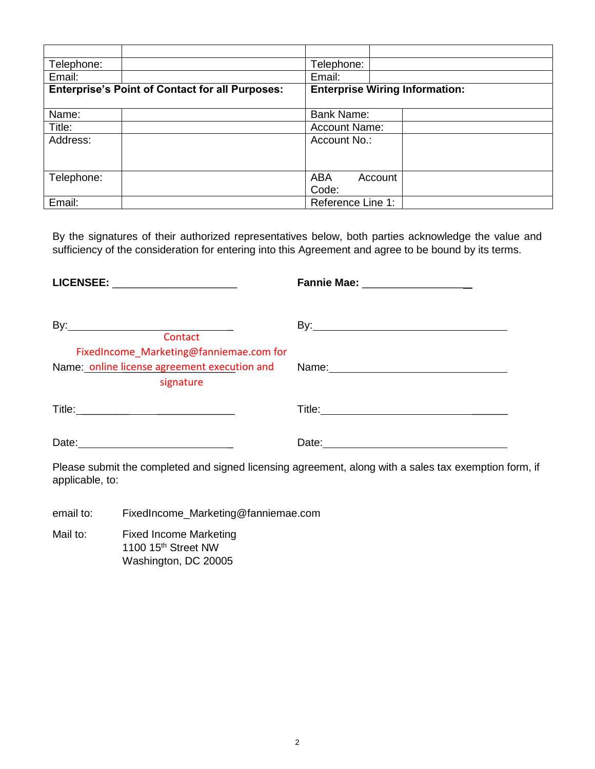| | | | |
|---|---|---|---|
| Telephone: | | Telephone: | |
| Email: | | Email: | |
| **Enterprise's Point of Contact for all Purposes:** | | **Enterprise Wiring Information:** | |
| Name: | | Bank Name: | |
| Title: | | Account Name: | |
| Address: | | Account No.: | |
| Telephone: | | ABA Account Code: | |
| Email: | | Reference Line 1: | |

By the signatures of their authorized representatives below, both parties acknowledge the value and sufficiency of the consideration for entering into this Agreement and agree to be bound by its terms.

| | |
|---|---|
| **LICENSEE:** _____________________ | **Fannie Mae:** _________________ |
| By:___________________________ | By:_______________________________ |
| Name: Contact FixedIncome_Marketing@fanniemae.com for online license agreement execution and signature | Name:_____________________________ |
| Title:_________________________ | Title:______________________________ |
| Date:__________________________ | Date:______________________________ |

Please submit the completed and signed licensing agreement, along with a sales tax exemption form, if applicable, to:

email to: FixedIncome_Marketing@fanniemae.com

Mail to: Fixed Income Marketing
1100 15th Street NW
Washington, DC 20005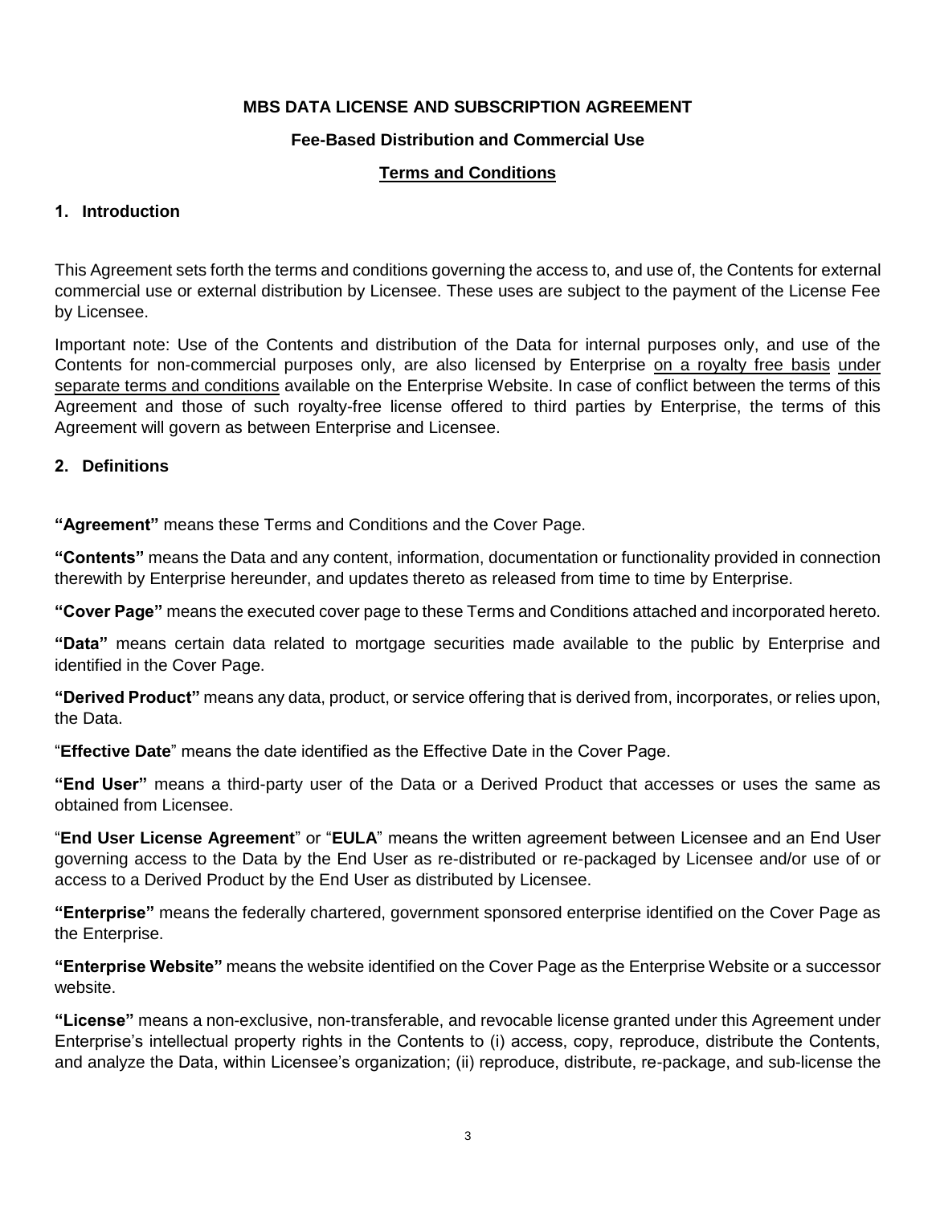**MBS DATA LICENSE AND SUBSCRIPTION AGREEMENT**

**Fee-Based Distribution and Commercial Use**

**Terms and Conditions**

## 1. Introduction

This Agreement sets forth the terms and conditions governing the access to, and use of, the Contents for external commercial use or external distribution by Licensee. These uses are subject to the payment of the License Fee by Licensee.

Important note: Use of the Contents and distribution of the Data for internal purposes only, and use of the Contents for non-commercial purposes only, are also licensed by Enterprise on a royalty free basis under separate terms and conditions available on the Enterprise Website. In case of conflict between the terms of this Agreement and those of such royalty-free license offered to third parties by Enterprise, the terms of this Agreement will govern as between Enterprise and Licensee.

## 2. Definitions

**"Agreement"** means these Terms and Conditions and the Cover Page.

**"Contents"** means the Data and any content, information, documentation or functionality provided in connection therewith by Enterprise hereunder, and updates thereto as released from time to time by Enterprise.

**"Cover Page"** means the executed cover page to these Terms and Conditions attached and incorporated hereto.

**"Data"** means certain data related to mortgage securities made available to the public by Enterprise and identified in the Cover Page.

**"Derived Product"** means any data, product, or service offering that is derived from, incorporates, or relies upon, the Data.

"**Effective Date**" means the date identified as the Effective Date in the Cover Page.

**"End User"** means a third-party user of the Data or a Derived Product that accesses or uses the same as obtained from Licensee.

"**End User License Agreement**" or "**EULA**" means the written agreement between Licensee and an End User governing access to the Data by the End User as re-distributed or re-packaged by Licensee and/or use of or access to a Derived Product by the End User as distributed by Licensee.

**"Enterprise"** means the federally chartered, government sponsored enterprise identified on the Cover Page as the Enterprise.

**"Enterprise Website"** means the website identified on the Cover Page as the Enterprise Website or a successor website.

**"License"** means a non-exclusive, non-transferable, and revocable license granted under this Agreement under Enterprise's intellectual property rights in the Contents to (i) access, copy, reproduce, distribute the Contents, and analyze the Data, within Licensee's organization; (ii) reproduce, distribute, re-package, and sub-license the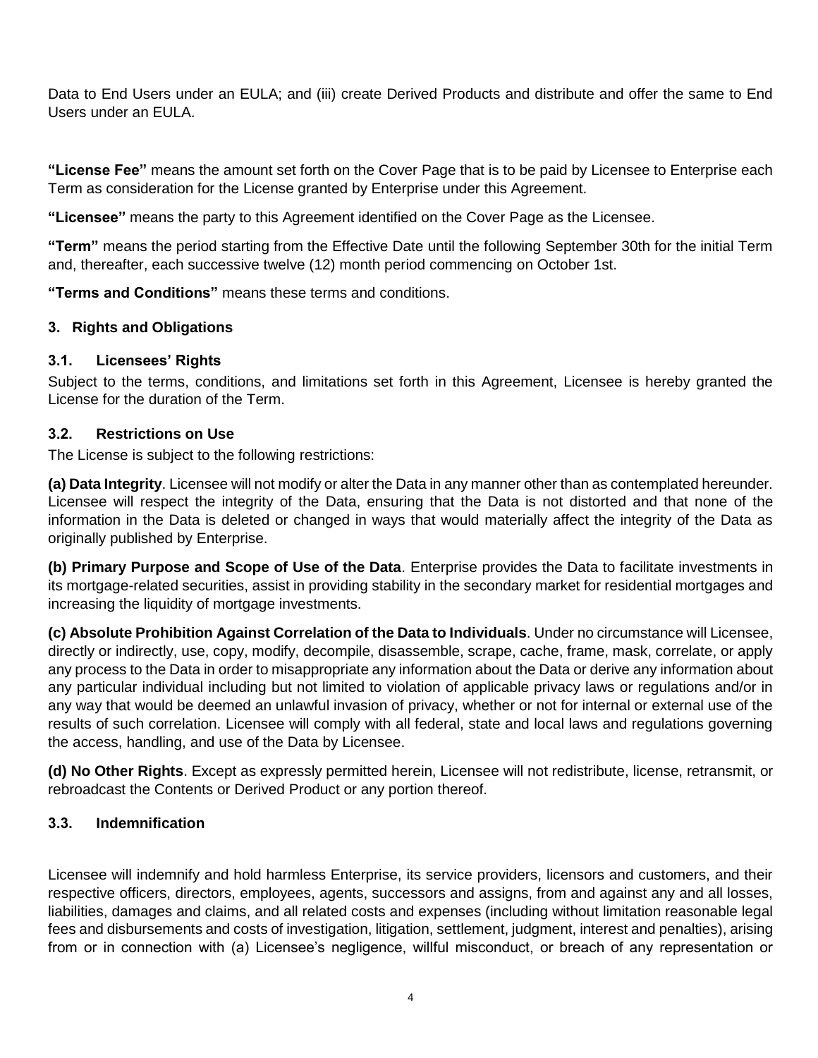Data to End Users under an EULA; and (iii) create Derived Products and distribute and offer the same to End Users under an EULA.

**"License Fee"** means the amount set forth on the Cover Page that is to be paid by Licensee to Enterprise each Term as consideration for the License granted by Enterprise under this Agreement.

**"Licensee"** means the party to this Agreement identified on the Cover Page as the Licensee.

**"Term"** means the period starting from the Effective Date until the following September 30th for the initial Term and, thereafter, each successive twelve (12) month period commencing on October 1st.

**"Terms and Conditions"** means these terms and conditions.

## 3. Rights and Obligations

### 3.1. Licensees' Rights

Subject to the terms, conditions, and limitations set forth in this Agreement, Licensee is hereby granted the License for the duration of the Term.

### 3.2. Restrictions on Use

The License is subject to the following restrictions:

**(a) Data Integrity**. Licensee will not modify or alter the Data in any manner other than as contemplated hereunder. Licensee will respect the integrity of the Data, ensuring that the Data is not distorted and that none of the information in the Data is deleted or changed in ways that would materially affect the integrity of the Data as originally published by Enterprise.

**(b) Primary Purpose and Scope of Use of the Data**. Enterprise provides the Data to facilitate investments in its mortgage-related securities, assist in providing stability in the secondary market for residential mortgages and increasing the liquidity of mortgage investments.

**(c) Absolute Prohibition Against Correlation of the Data to Individuals**. Under no circumstance will Licensee, directly or indirectly, use, copy, modify, decompile, disassemble, scrape, cache, frame, mask, correlate, or apply any process to the Data in order to misappropriate any information about the Data or derive any information about any particular individual including but not limited to violation of applicable privacy laws or regulations and/or in any way that would be deemed an unlawful invasion of privacy, whether or not for internal or external use of the results of such correlation. Licensee will comply with all federal, state and local laws and regulations governing the access, handling, and use of the Data by Licensee.

**(d) No Other Rights**. Except as expressly permitted herein, Licensee will not redistribute, license, retransmit, or rebroadcast the Contents or Derived Product or any portion thereof.

### 3.3. Indemnification

Licensee will indemnify and hold harmless Enterprise, its service providers, licensors and customers, and their respective officers, directors, employees, agents, successors and assigns, from and against any and all losses, liabilities, damages and claims, and all related costs and expenses (including without limitation reasonable legal fees and disbursements and costs of investigation, litigation, settlement, judgment, interest and penalties), arising from or in connection with (a) Licensee's negligence, willful misconduct, or breach of any representation or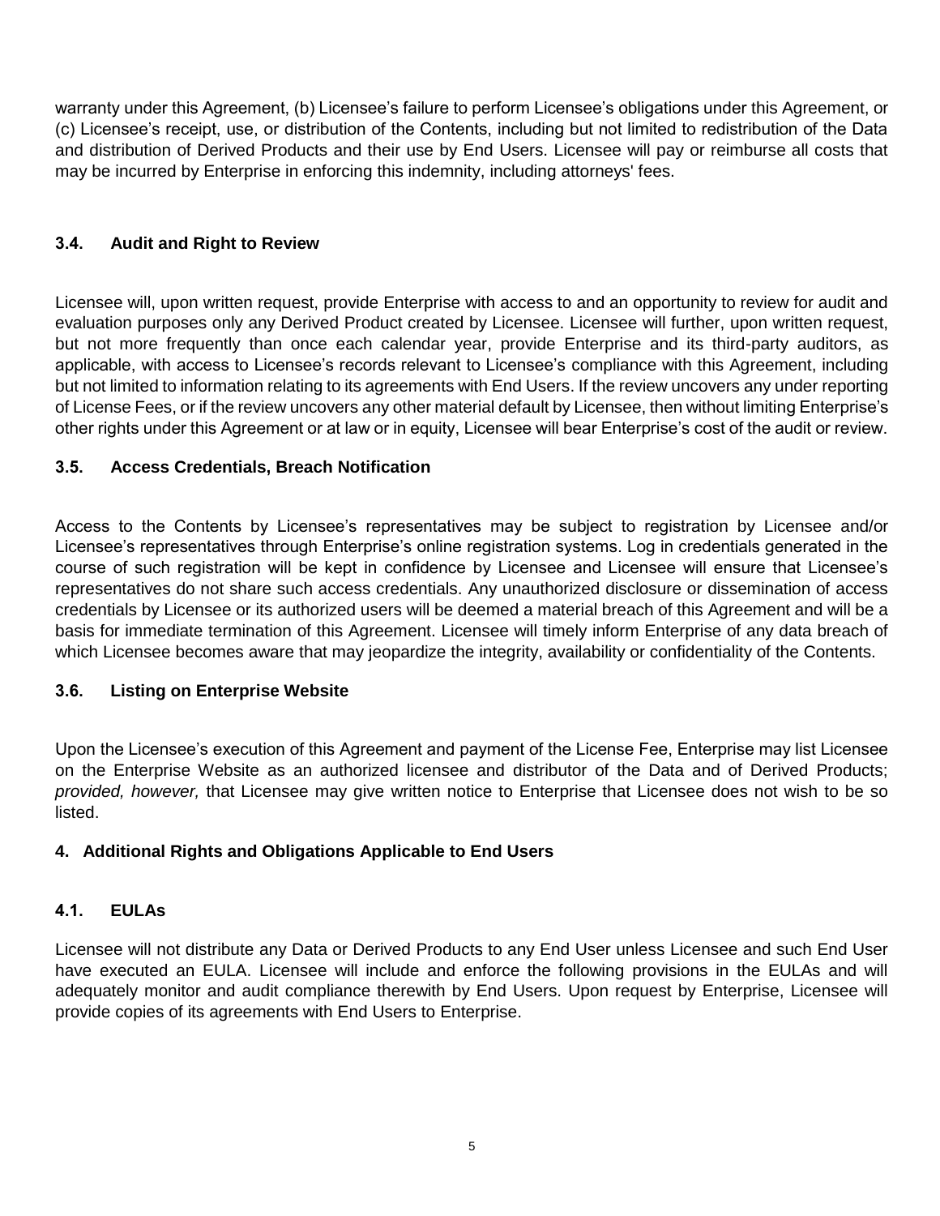warranty under this Agreement, (b) Licensee's failure to perform Licensee's obligations under this Agreement, or (c) Licensee's receipt, use, or distribution of the Contents, including but not limited to redistribution of the Data and distribution of Derived Products and their use by End Users. Licensee will pay or reimburse all costs that may be incurred by Enterprise in enforcing this indemnity, including attorneys' fees.

### 3.4. Audit and Right to Review

Licensee will, upon written request, provide Enterprise with access to and an opportunity to review for audit and evaluation purposes only any Derived Product created by Licensee. Licensee will further, upon written request, but not more frequently than once each calendar year, provide Enterprise and its third-party auditors, as applicable, with access to Licensee's records relevant to Licensee's compliance with this Agreement, including but not limited to information relating to its agreements with End Users. If the review uncovers any under reporting of License Fees, or if the review uncovers any other material default by Licensee, then without limiting Enterprise's other rights under this Agreement or at law or in equity, Licensee will bear Enterprise's cost of the audit or review.

### 3.5. Access Credentials, Breach Notification

Access to the Contents by Licensee's representatives may be subject to registration by Licensee and/or Licensee's representatives through Enterprise's online registration systems. Log in credentials generated in the course of such registration will be kept in confidence by Licensee and Licensee will ensure that Licensee's representatives do not share such access credentials. Any unauthorized disclosure or dissemination of access credentials by Licensee or its authorized users will be deemed a material breach of this Agreement and will be a basis for immediate termination of this Agreement. Licensee will timely inform Enterprise of any data breach of which Licensee becomes aware that may jeopardize the integrity, availability or confidentiality of the Contents.

### 3.6. Listing on Enterprise Website

Upon the Licensee's execution of this Agreement and payment of the License Fee, Enterprise may list Licensee on the Enterprise Website as an authorized licensee and distributor of the Data and of Derived Products; *provided, however,* that Licensee may give written notice to Enterprise that Licensee does not wish to be so listed.

## 4. Additional Rights and Obligations Applicable to End Users

### 4.1. EULAs

Licensee will not distribute any Data or Derived Products to any End User unless Licensee and such End User have executed an EULA. Licensee will include and enforce the following provisions in the EULAs and will adequately monitor and audit compliance therewith by End Users. Upon request by Enterprise, Licensee will provide copies of its agreements with End Users to Enterprise.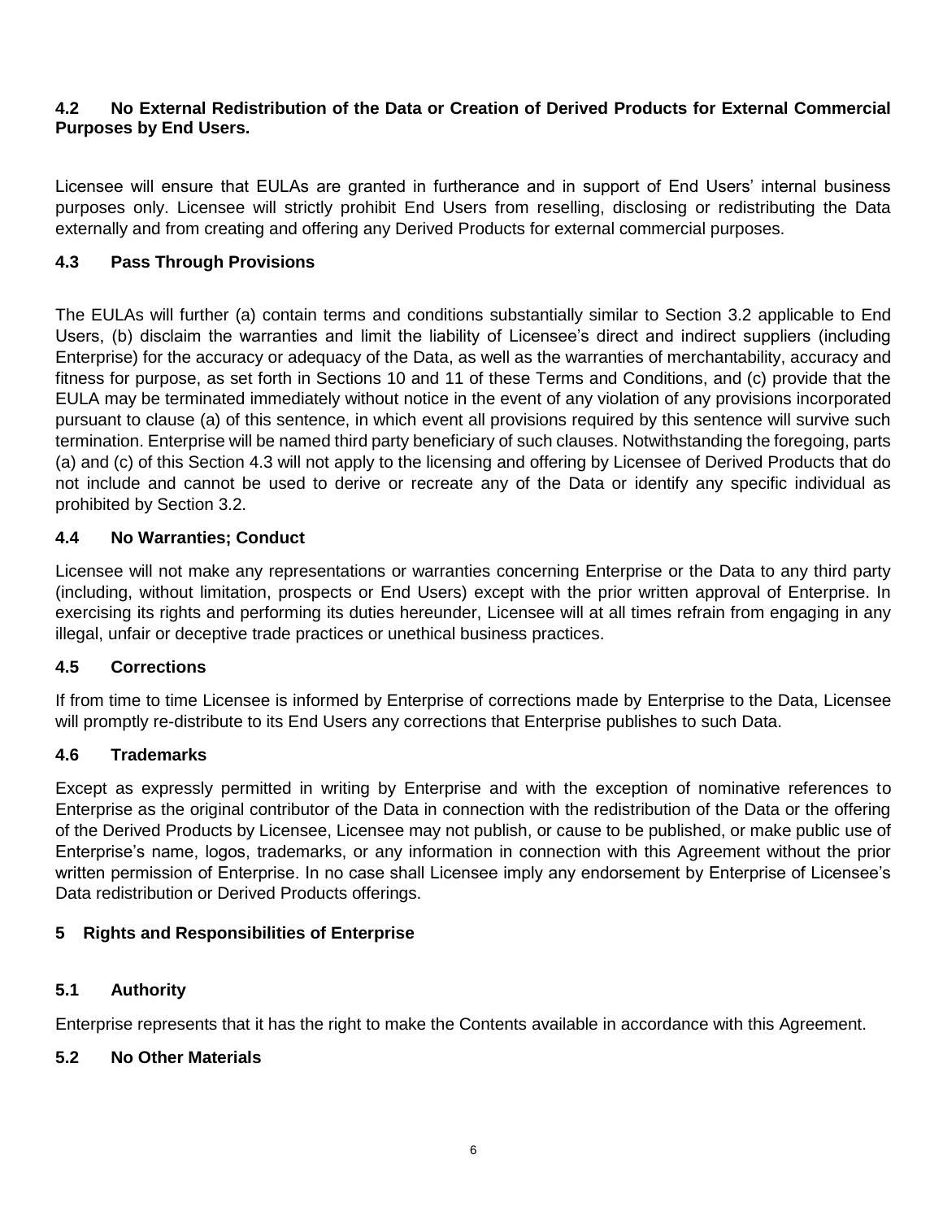### 4.2 No External Redistribution of the Data or Creation of Derived Products for External Commercial Purposes by End Users.

Licensee will ensure that EULAs are granted in furtherance and in support of End Users' internal business purposes only. Licensee will strictly prohibit End Users from reselling, disclosing or redistributing the Data externally and from creating and offering any Derived Products for external commercial purposes.

### 4.3 Pass Through Provisions

The EULAs will further (a) contain terms and conditions substantially similar to Section 3.2 applicable to End Users, (b) disclaim the warranties and limit the liability of Licensee's direct and indirect suppliers (including Enterprise) for the accuracy or adequacy of the Data, as well as the warranties of merchantability, accuracy and fitness for purpose, as set forth in Sections 10 and 11 of these Terms and Conditions, and (c) provide that the EULA may be terminated immediately without notice in the event of any violation of any provisions incorporated pursuant to clause (a) of this sentence, in which event all provisions required by this sentence will survive such termination. Enterprise will be named third party beneficiary of such clauses. Notwithstanding the foregoing, parts (a) and (c) of this Section 4.3 will not apply to the licensing and offering by Licensee of Derived Products that do not include and cannot be used to derive or recreate any of the Data or identify any specific individual as prohibited by Section 3.2.

### 4.4 No Warranties; Conduct

Licensee will not make any representations or warranties concerning Enterprise or the Data to any third party (including, without limitation, prospects or End Users) except with the prior written approval of Enterprise. In exercising its rights and performing its duties hereunder, Licensee will at all times refrain from engaging in any illegal, unfair or deceptive trade practices or unethical business practices.

### 4.5 Corrections

If from time to time Licensee is informed by Enterprise of corrections made by Enterprise to the Data, Licensee will promptly re-distribute to its End Users any corrections that Enterprise publishes to such Data.

### 4.6 Trademarks

Except as expressly permitted in writing by Enterprise and with the exception of nominative references to Enterprise as the original contributor of the Data in connection with the redistribution of the Data or the offering of the Derived Products by Licensee, Licensee may not publish, or cause to be published, or make public use of Enterprise's name, logos, trademarks, or any information in connection with this Agreement without the prior written permission of Enterprise. In no case shall Licensee imply any endorsement by Enterprise of Licensee's Data redistribution or Derived Products offerings.

## 5 Rights and Responsibilities of Enterprise

### 5.1 Authority

Enterprise represents that it has the right to make the Contents available in accordance with this Agreement.

### 5.2 No Other Materials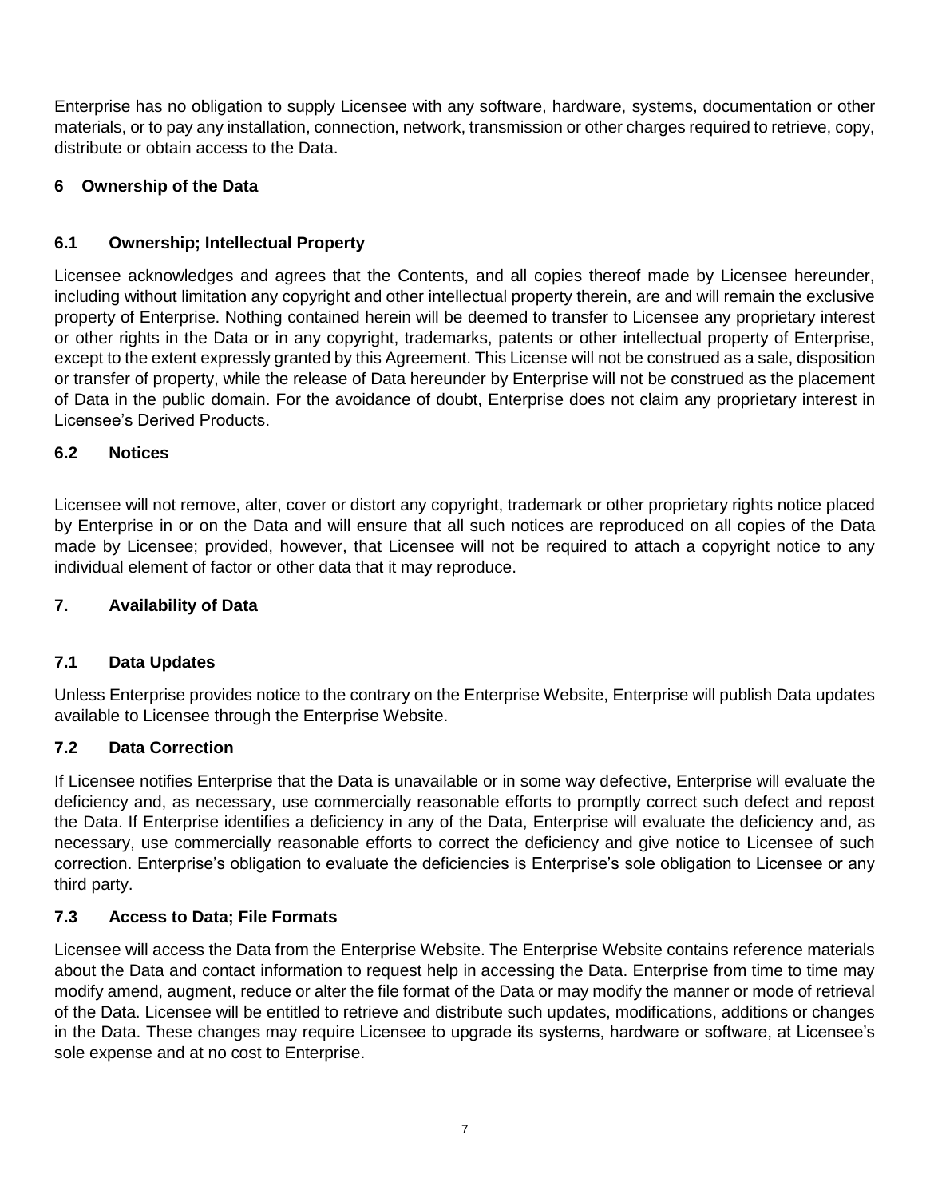Enterprise has no obligation to supply Licensee with any software, hardware, systems, documentation or other materials, or to pay any installation, connection, network, transmission or other charges required to retrieve, copy, distribute or obtain access to the Data.

## 6 Ownership of the Data

### 6.1 Ownership; Intellectual Property

Licensee acknowledges and agrees that the Contents, and all copies thereof made by Licensee hereunder, including without limitation any copyright and other intellectual property therein, are and will remain the exclusive property of Enterprise. Nothing contained herein will be deemed to transfer to Licensee any proprietary interest or other rights in the Data or in any copyright, trademarks, patents or other intellectual property of Enterprise, except to the extent expressly granted by this Agreement. This License will not be construed as a sale, disposition or transfer of property, while the release of Data hereunder by Enterprise will not be construed as the placement of Data in the public domain. For the avoidance of doubt, Enterprise does not claim any proprietary interest in Licensee's Derived Products.

### 6.2 Notices

Licensee will not remove, alter, cover or distort any copyright, trademark or other proprietary rights notice placed by Enterprise in or on the Data and will ensure that all such notices are reproduced on all copies of the Data made by Licensee; provided, however, that Licensee will not be required to attach a copyright notice to any individual element of factor or other data that it may reproduce.

## 7. Availability of Data

### 7.1 Data Updates

Unless Enterprise provides notice to the contrary on the Enterprise Website, Enterprise will publish Data updates available to Licensee through the Enterprise Website.

### 7.2 Data Correction

If Licensee notifies Enterprise that the Data is unavailable or in some way defective, Enterprise will evaluate the deficiency and, as necessary, use commercially reasonable efforts to promptly correct such defect and repost the Data. If Enterprise identifies a deficiency in any of the Data, Enterprise will evaluate the deficiency and, as necessary, use commercially reasonable efforts to correct the deficiency and give notice to Licensee of such correction. Enterprise's obligation to evaluate the deficiencies is Enterprise's sole obligation to Licensee or any third party.

### 7.3 Access to Data; File Formats

Licensee will access the Data from the Enterprise Website. The Enterprise Website contains reference materials about the Data and contact information to request help in accessing the Data. Enterprise from time to time may modify amend, augment, reduce or alter the file format of the Data or may modify the manner or mode of retrieval of the Data. Licensee will be entitled to retrieve and distribute such updates, modifications, additions or changes in the Data. These changes may require Licensee to upgrade its systems, hardware or software, at Licensee's sole expense and at no cost to Enterprise.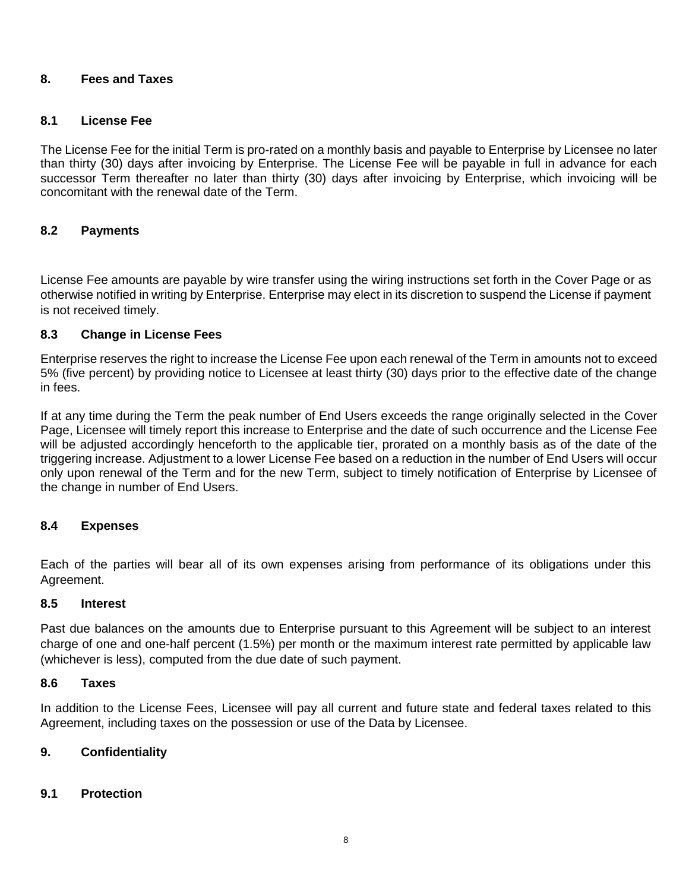## 8. Fees and Taxes

### 8.1 License Fee

The License Fee for the initial Term is pro-rated on a monthly basis and payable to Enterprise by Licensee no later than thirty (30) days after invoicing by Enterprise. The License Fee will be payable in full in advance for each successor Term thereafter no later than thirty (30) days after invoicing by Enterprise, which invoicing will be concomitant with the renewal date of the Term.

### 8.2 Payments

License Fee amounts are payable by wire transfer using the wiring instructions set forth in the Cover Page or as otherwise notified in writing by Enterprise. Enterprise may elect in its discretion to suspend the License if payment is not received timely.

### 8.3 Change in License Fees

Enterprise reserves the right to increase the License Fee upon each renewal of the Term in amounts not to exceed 5% (five percent) by providing notice to Licensee at least thirty (30) days prior to the effective date of the change in fees.

If at any time during the Term the peak number of End Users exceeds the range originally selected in the Cover Page, Licensee will timely report this increase to Enterprise and the date of such occurrence and the License Fee will be adjusted accordingly henceforth to the applicable tier, prorated on a monthly basis as of the date of the triggering increase. Adjustment to a lower License Fee based on a reduction in the number of End Users will occur only upon renewal of the Term and for the new Term, subject to timely notification of Enterprise by Licensee of the change in number of End Users.

### 8.4 Expenses

Each of the parties will bear all of its own expenses arising from performance of its obligations under this Agreement.

### 8.5 Interest

Past due balances on the amounts due to Enterprise pursuant to this Agreement will be subject to an interest charge of one and one-half percent (1.5%) per month or the maximum interest rate permitted by applicable law (whichever is less), computed from the due date of such payment.

### 8.6 Taxes

In addition to the License Fees, Licensee will pay all current and future state and federal taxes related to this Agreement, including taxes on the possession or use of the Data by Licensee.

## 9. Confidentiality

### 9.1 Protection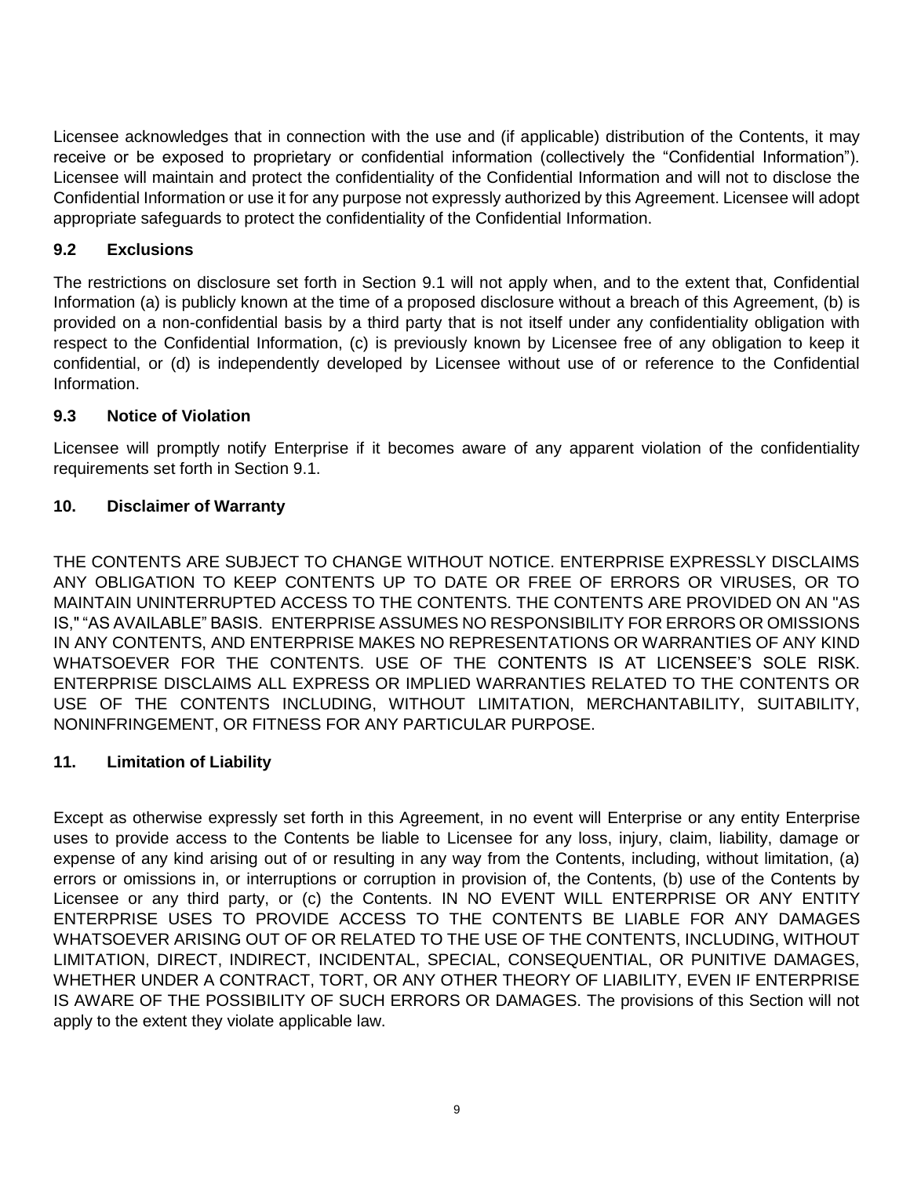Licensee acknowledges that in connection with the use and (if applicable) distribution of the Contents, it may receive or be exposed to proprietary or confidential information (collectively the "Confidential Information"). Licensee will maintain and protect the confidentiality of the Confidential Information and will not to disclose the Confidential Information or use it for any purpose not expressly authorized by this Agreement. Licensee will adopt appropriate safeguards to protect the confidentiality of the Confidential Information.

### 9.2 Exclusions

The restrictions on disclosure set forth in Section 9.1 will not apply when, and to the extent that, Confidential Information (a) is publicly known at the time of a proposed disclosure without a breach of this Agreement, (b) is provided on a non-confidential basis by a third party that is not itself under any confidentiality obligation with respect to the Confidential Information, (c) is previously known by Licensee free of any obligation to keep it confidential, or (d) is independently developed by Licensee without use of or reference to the Confidential Information.

### 9.3 Notice of Violation

Licensee will promptly notify Enterprise if it becomes aware of any apparent violation of the confidentiality requirements set forth in Section 9.1.

## 10. Disclaimer of Warranty

THE CONTENTS ARE SUBJECT TO CHANGE WITHOUT NOTICE. ENTERPRISE EXPRESSLY DISCLAIMS ANY OBLIGATION TO KEEP CONTENTS UP TO DATE OR FREE OF ERRORS OR VIRUSES, OR TO MAINTAIN UNINTERRUPTED ACCESS TO THE CONTENTS. THE CONTENTS ARE PROVIDED ON AN "AS IS," "AS AVAILABLE" BASIS. ENTERPRISE ASSUMES NO RESPONSIBILITY FOR ERRORS OR OMISSIONS IN ANY CONTENTS, AND ENTERPRISE MAKES NO REPRESENTATIONS OR WARRANTIES OF ANY KIND WHATSOEVER FOR THE CONTENTS. USE OF THE CONTENTS IS AT LICENSEE'S SOLE RISK. ENTERPRISE DISCLAIMS ALL EXPRESS OR IMPLIED WARRANTIES RELATED TO THE CONTENTS OR USE OF THE CONTENTS INCLUDING, WITHOUT LIMITATION, MERCHANTABILITY, SUITABILITY, NONINFRINGEMENT, OR FITNESS FOR ANY PARTICULAR PURPOSE.

## 11. Limitation of Liability

Except as otherwise expressly set forth in this Agreement, in no event will Enterprise or any entity Enterprise uses to provide access to the Contents be liable to Licensee for any loss, injury, claim, liability, damage or expense of any kind arising out of or resulting in any way from the Contents, including, without limitation, (a) errors or omissions in, or interruptions or corruption in provision of, the Contents, (b) use of the Contents by Licensee or any third party, or (c) the Contents. IN NO EVENT WILL ENTERPRISE OR ANY ENTITY ENTERPRISE USES TO PROVIDE ACCESS TO THE CONTENTS BE LIABLE FOR ANY DAMAGES WHATSOEVER ARISING OUT OF OR RELATED TO THE USE OF THE CONTENTS, INCLUDING, WITHOUT LIMITATION, DIRECT, INDIRECT, INCIDENTAL, SPECIAL, CONSEQUENTIAL, OR PUNITIVE DAMAGES, WHETHER UNDER A CONTRACT, TORT, OR ANY OTHER THEORY OF LIABILITY, EVEN IF ENTERPRISE IS AWARE OF THE POSSIBILITY OF SUCH ERRORS OR DAMAGES. The provisions of this Section will not apply to the extent they violate applicable law.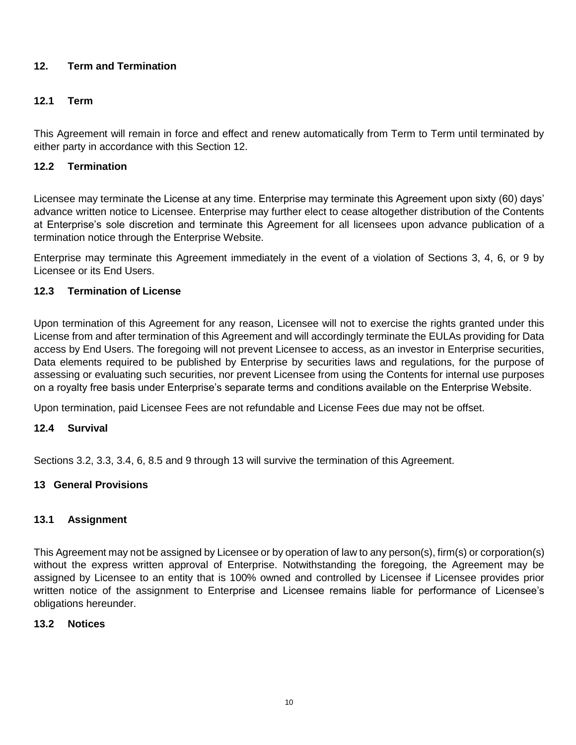## 12. Term and Termination

### 12.1 Term

This Agreement will remain in force and effect and renew automatically from Term to Term until terminated by either party in accordance with this Section 12.

### 12.2 Termination

Licensee may terminate the License at any time. Enterprise may terminate this Agreement upon sixty (60) days' advance written notice to Licensee. Enterprise may further elect to cease altogether distribution of the Contents at Enterprise's sole discretion and terminate this Agreement for all licensees upon advance publication of a termination notice through the Enterprise Website.

Enterprise may terminate this Agreement immediately in the event of a violation of Sections 3, 4, 6, or 9 by Licensee or its End Users.

### 12.3 Termination of License

Upon termination of this Agreement for any reason, Licensee will not to exercise the rights granted under this License from and after termination of this Agreement and will accordingly terminate the EULAs providing for Data access by End Users. The foregoing will not prevent Licensee to access, as an investor in Enterprise securities, Data elements required to be published by Enterprise by securities laws and regulations, for the purpose of assessing or evaluating such securities, nor prevent Licensee from using the Contents for internal use purposes on a royalty free basis under Enterprise's separate terms and conditions available on the Enterprise Website.

Upon termination, paid Licensee Fees are not refundable and License Fees due may not be offset.

### 12.4 Survival

Sections 3.2, 3.3, 3.4, 6, 8.5 and 9 through 13 will survive the termination of this Agreement.

## 13 General Provisions

### 13.1 Assignment

This Agreement may not be assigned by Licensee or by operation of law to any person(s), firm(s) or corporation(s) without the express written approval of Enterprise. Notwithstanding the foregoing, the Agreement may be assigned by Licensee to an entity that is 100% owned and controlled by Licensee if Licensee provides prior written notice of the assignment to Enterprise and Licensee remains liable for performance of Licensee's obligations hereunder.

### 13.2 Notices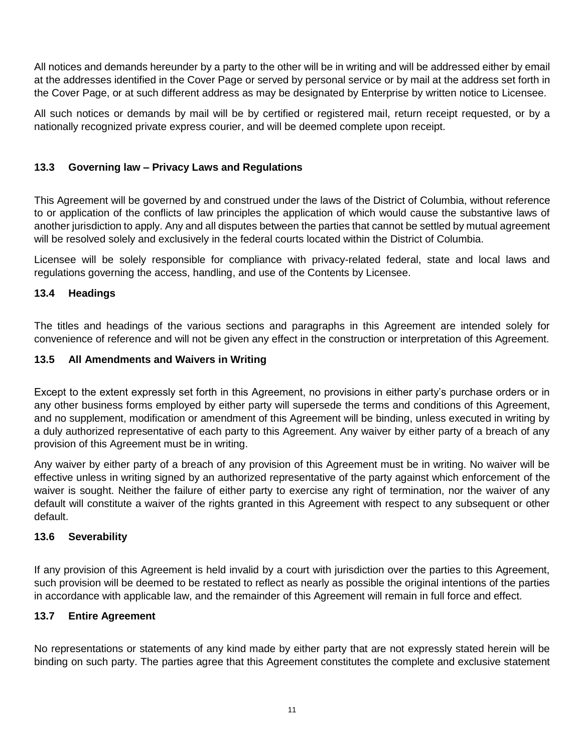All notices and demands hereunder by a party to the other will be in writing and will be addressed either by email at the addresses identified in the Cover Page or served by personal service or by mail at the address set forth in the Cover Page, or at such different address as may be designated by Enterprise by written notice to Licensee.

All such notices or demands by mail will be by certified or registered mail, return receipt requested, or by a nationally recognized private express courier, and will be deemed complete upon receipt.

### 13.3 Governing law – Privacy Laws and Regulations

This Agreement will be governed by and construed under the laws of the District of Columbia, without reference to or application of the conflicts of law principles the application of which would cause the substantive laws of another jurisdiction to apply. Any and all disputes between the parties that cannot be settled by mutual agreement will be resolved solely and exclusively in the federal courts located within the District of Columbia.

Licensee will be solely responsible for compliance with privacy-related federal, state and local laws and regulations governing the access, handling, and use of the Contents by Licensee.

### 13.4 Headings

The titles and headings of the various sections and paragraphs in this Agreement are intended solely for convenience of reference and will not be given any effect in the construction or interpretation of this Agreement.

### 13.5 All Amendments and Waivers in Writing

Except to the extent expressly set forth in this Agreement, no provisions in either party's purchase orders or in any other business forms employed by either party will supersede the terms and conditions of this Agreement, and no supplement, modification or amendment of this Agreement will be binding, unless executed in writing by a duly authorized representative of each party to this Agreement. Any waiver by either party of a breach of any provision of this Agreement must be in writing.

Any waiver by either party of a breach of any provision of this Agreement must be in writing. No waiver will be effective unless in writing signed by an authorized representative of the party against which enforcement of the waiver is sought. Neither the failure of either party to exercise any right of termination, nor the waiver of any default will constitute a waiver of the rights granted in this Agreement with respect to any subsequent or other default.

### 13.6 Severability

If any provision of this Agreement is held invalid by a court with jurisdiction over the parties to this Agreement, such provision will be deemed to be restated to reflect as nearly as possible the original intentions of the parties in accordance with applicable law, and the remainder of this Agreement will remain in full force and effect.

### 13.7 Entire Agreement

No representations or statements of any kind made by either party that are not expressly stated herein will be binding on such party. The parties agree that this Agreement constitutes the complete and exclusive statement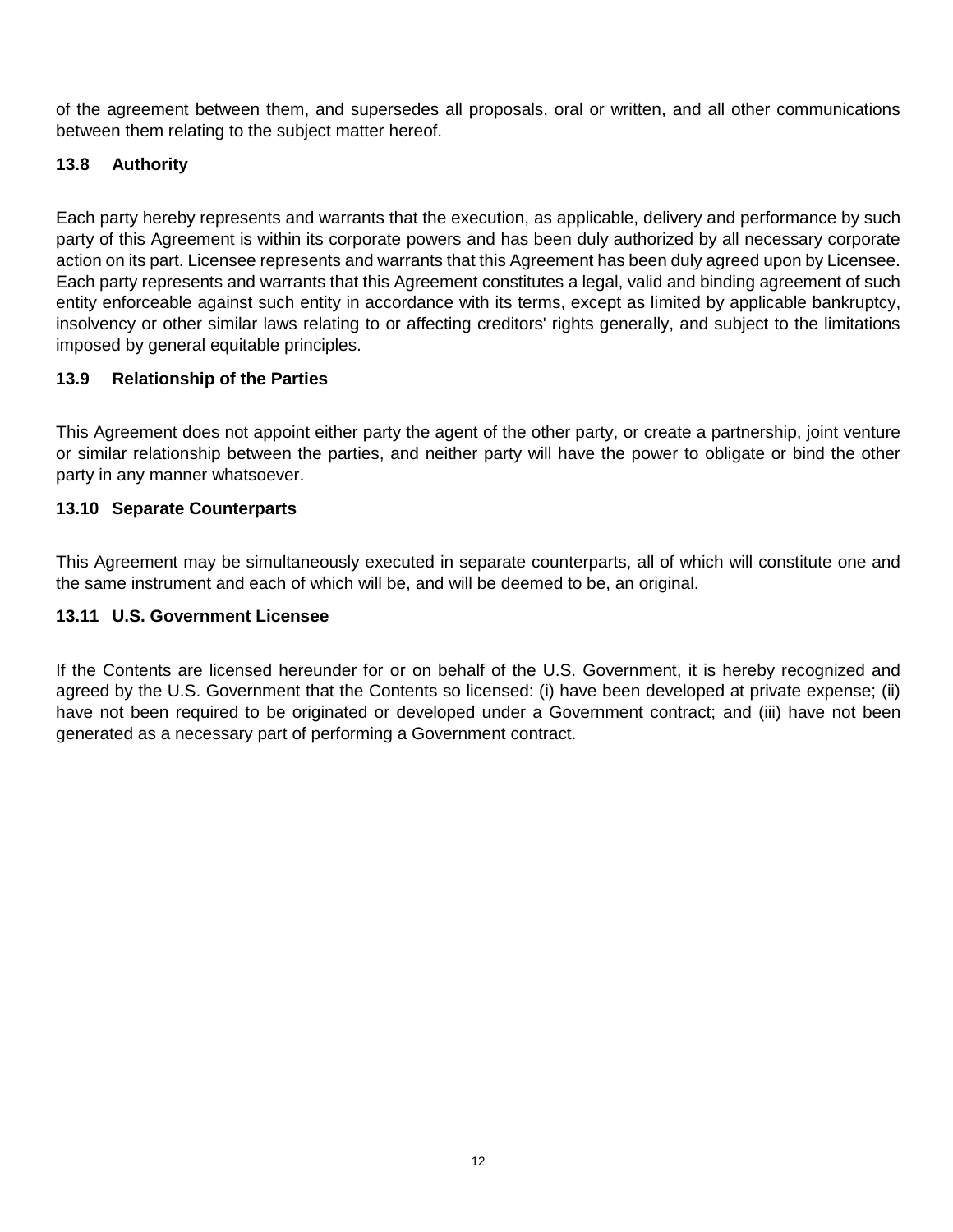of the agreement between them, and supersedes all proposals, oral or written, and all other communications between them relating to the subject matter hereof.

### 13.8 Authority

Each party hereby represents and warrants that the execution, as applicable, delivery and performance by such party of this Agreement is within its corporate powers and has been duly authorized by all necessary corporate action on its part. Licensee represents and warrants that this Agreement has been duly agreed upon by Licensee. Each party represents and warrants that this Agreement constitutes a legal, valid and binding agreement of such entity enforceable against such entity in accordance with its terms, except as limited by applicable bankruptcy, insolvency or other similar laws relating to or affecting creditors' rights generally, and subject to the limitations imposed by general equitable principles.

### 13.9 Relationship of the Parties

This Agreement does not appoint either party the agent of the other party, or create a partnership, joint venture or similar relationship between the parties, and neither party will have the power to obligate or bind the other party in any manner whatsoever.

### 13.10 Separate Counterparts

This Agreement may be simultaneously executed in separate counterparts, all of which will constitute one and the same instrument and each of which will be, and will be deemed to be, an original.

### 13.11 U.S. Government Licensee

If the Contents are licensed hereunder for or on behalf of the U.S. Government, it is hereby recognized and agreed by the U.S. Government that the Contents so licensed: (i) have been developed at private expense; (ii) have not been required to be originated or developed under a Government contract; and (iii) have not been generated as a necessary part of performing a Government contract.